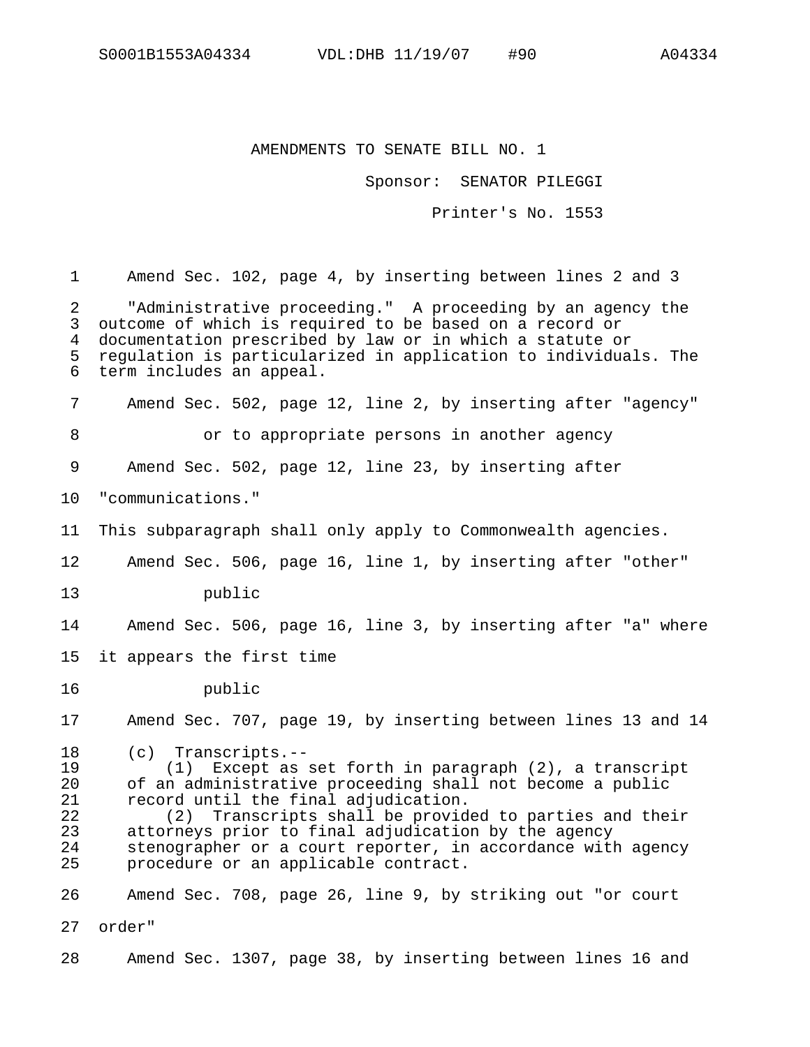S0001B1553A04334 VDL:DHB 11/19/07 #90 A04334

AMENDMENTS TO SENATE BILL NO. 1

Sponsor: SENATOR PILEGGI

Printer's No. 1553

1 Amend Sec. 102, page 4, by inserting between lines 2 and 3

2 "Administrative proceeding." A proceeding by an agency the
3 outcome of which is required to be based on a record or
4 documentation prescribed by law or in which a statute or
5 regulation is particularized in application to individuals. The
6 term includes an appeal.

7 Amend Sec. 502, page 12, line 2, by inserting after "agency"

8 or to appropriate persons in another agency

9 Amend Sec. 502, page 12, line 23, by inserting after

10 "communications."

11 This subparagraph shall only apply to Commonwealth agencies.

12 Amend Sec. 506, page 16, line 1, by inserting after "other"

13 public

14 Amend Sec. 506, page 16, line 3, by inserting after "a" where

15 it appears the first time

16 public

17 Amend Sec. 707, page 19, by inserting between lines 13 and 14

18 (c) Transcripts.--
19 (1) Except as set forth in paragraph (2), a transcript
20 of an administrative proceeding shall not become a public
21 record until the final adjudication.
22 (2) Transcripts shall be provided to parties and their
23 attorneys prior to final adjudication by the agency
24 stenographer or a court reporter, in accordance with agency
25 procedure or an applicable contract.

26 Amend Sec. 708, page 26, line 9, by striking out "or court

27 order"

28 Amend Sec. 1307, page 38, by inserting between lines 16 and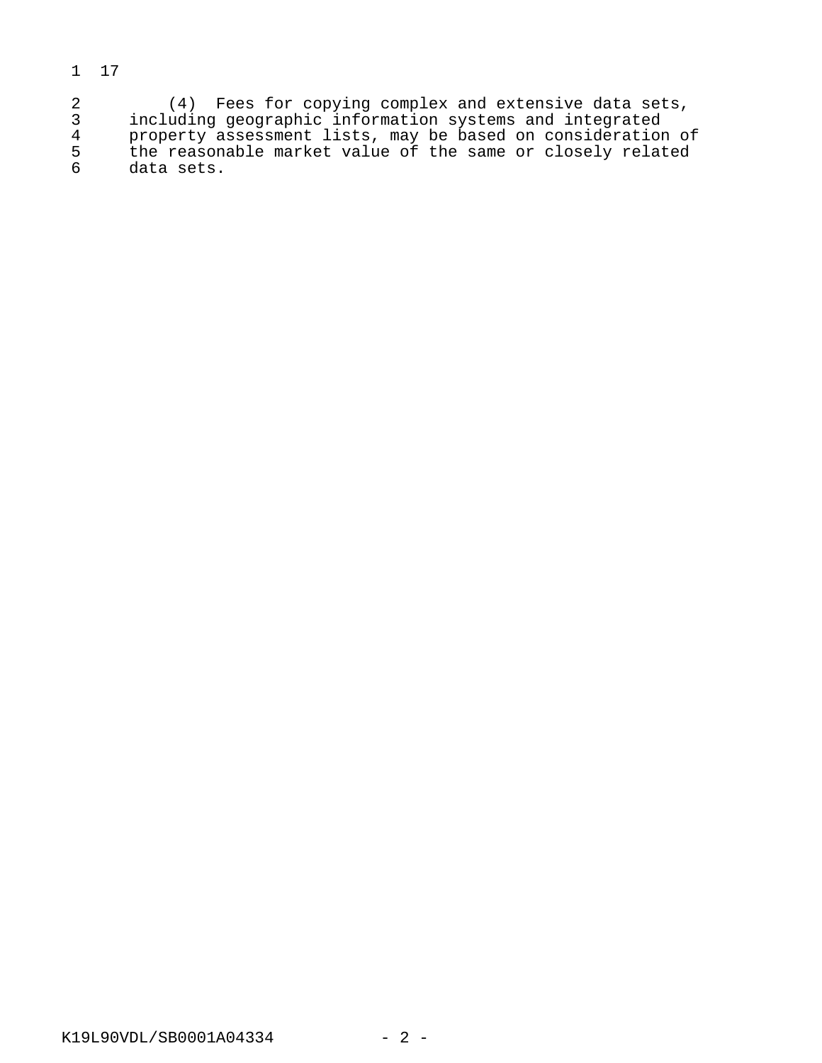17

(4) Fees for copying complex and extensive data sets, including geographic information systems and integrated property assessment lists, may be based on consideration of the reasonable market value of the same or closely related data sets.